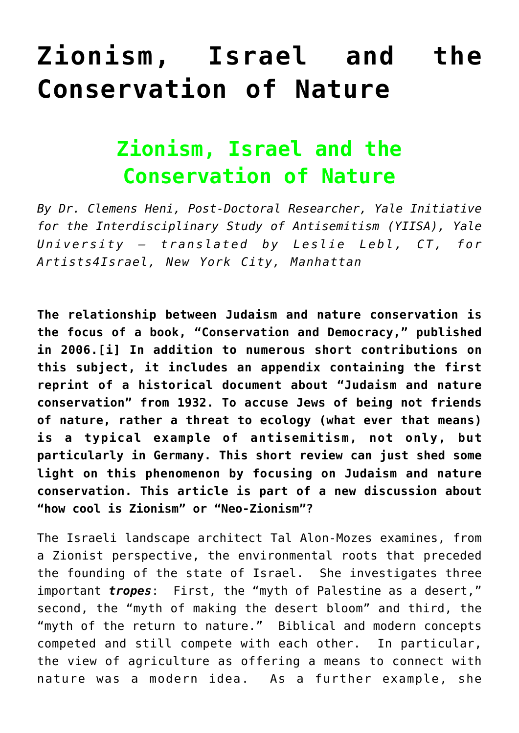# Zionism, Israel and the Conservation of Nature

## Zionism, Israel and the Conservation of Nature

*By Dr. Clemens Heni, Post-Doctoral Researcher, Yale Initiative for the Interdisciplinary Study of Antisemitism (YIISA), Yale University – translated by Leslie Lebl, CT, for Artists4Israel, New York City, Manhattan*

**The relationship between Judaism and nature conservation is the focus of a book, "Conservation and Democracy," published in 2006.[i] In addition to numerous short contributions on this subject, it includes an appendix containing the first reprint of a historical document about "Judaism and nature conservation" from 1932. To accuse Jews of being not friends of nature, rather a threat to ecology (what ever that means) is a typical example of antisemitism, not only, but particularly in Germany. This short review can just shed some light on this phenomenon by focusing on Judaism and nature conservation. This article is part of a new discussion about "how cool is Zionism" or "Neo-Zionism"?**

The Israeli landscape architect Tal Alon-Mozes examines, from a Zionist perspective, the environmental roots that preceded the founding of the state of Israel. She investigates three important ***tropes***: First, the "myth of Palestine as a desert," second, the "myth of making the desert bloom" and third, the "myth of the return to nature." Biblical and modern concepts competed and still compete with each other. In particular, the view of agriculture as offering a means to connect with nature was a modern idea. As a further example, she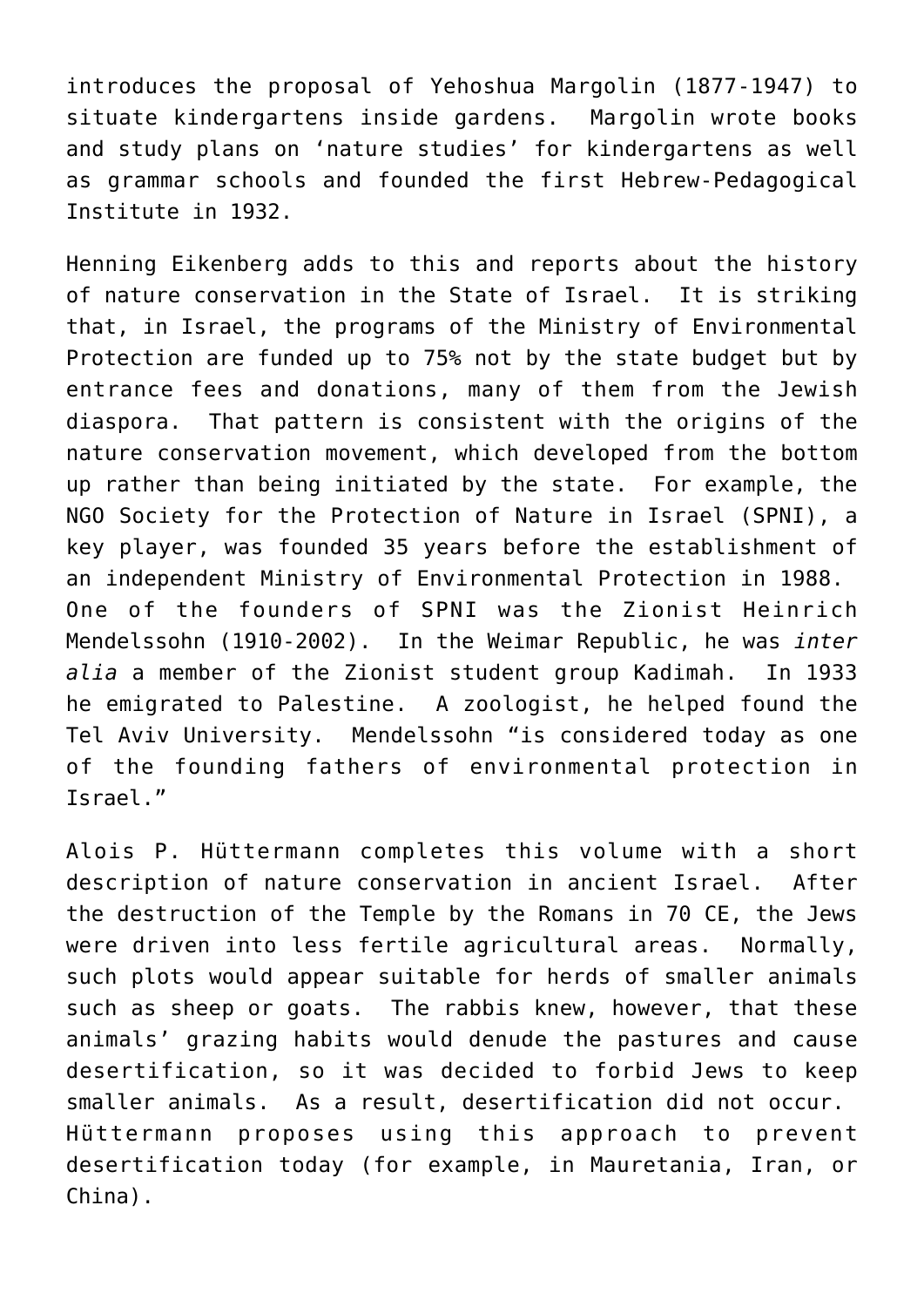introduces the proposal of Yehoshua Margolin (1877-1947) to situate kindergartens inside gardens. Margolin wrote books and study plans on 'nature studies' for kindergartens as well as grammar schools and founded the first Hebrew-Pedagogical Institute in 1932.

Henning Eikenberg adds to this and reports about the history of nature conservation in the State of Israel. It is striking that, in Israel, the programs of the Ministry of Environmental Protection are funded up to 75% not by the state budget but by entrance fees and donations, many of them from the Jewish diaspora. That pattern is consistent with the origins of the nature conservation movement, which developed from the bottom up rather than being initiated by the state. For example, the NGO Society for the Protection of Nature in Israel (SPNI), a key player, was founded 35 years before the establishment of an independent Ministry of Environmental Protection in 1988. One of the founders of SPNI was the Zionist Heinrich Mendelssohn (1910-2002). In the Weimar Republic, he was *inter alia* a member of the Zionist student group Kadimah. In 1933 he emigrated to Palestine. A zoologist, he helped found the Tel Aviv University. Mendelssohn "is considered today as one of the founding fathers of environmental protection in Israel."

Alois P. Hüttermann completes this volume with a short description of nature conservation in ancient Israel. After the destruction of the Temple by the Romans in 70 CE, the Jews were driven into less fertile agricultural areas. Normally, such plots would appear suitable for herds of smaller animals such as sheep or goats. The rabbis knew, however, that these animals' grazing habits would denude the pastures and cause desertification, so it was decided to forbid Jews to keep smaller animals. As a result, desertification did not occur. Hüttermann proposes using this approach to prevent desertification today (for example, in Mauretania, Iran, or China).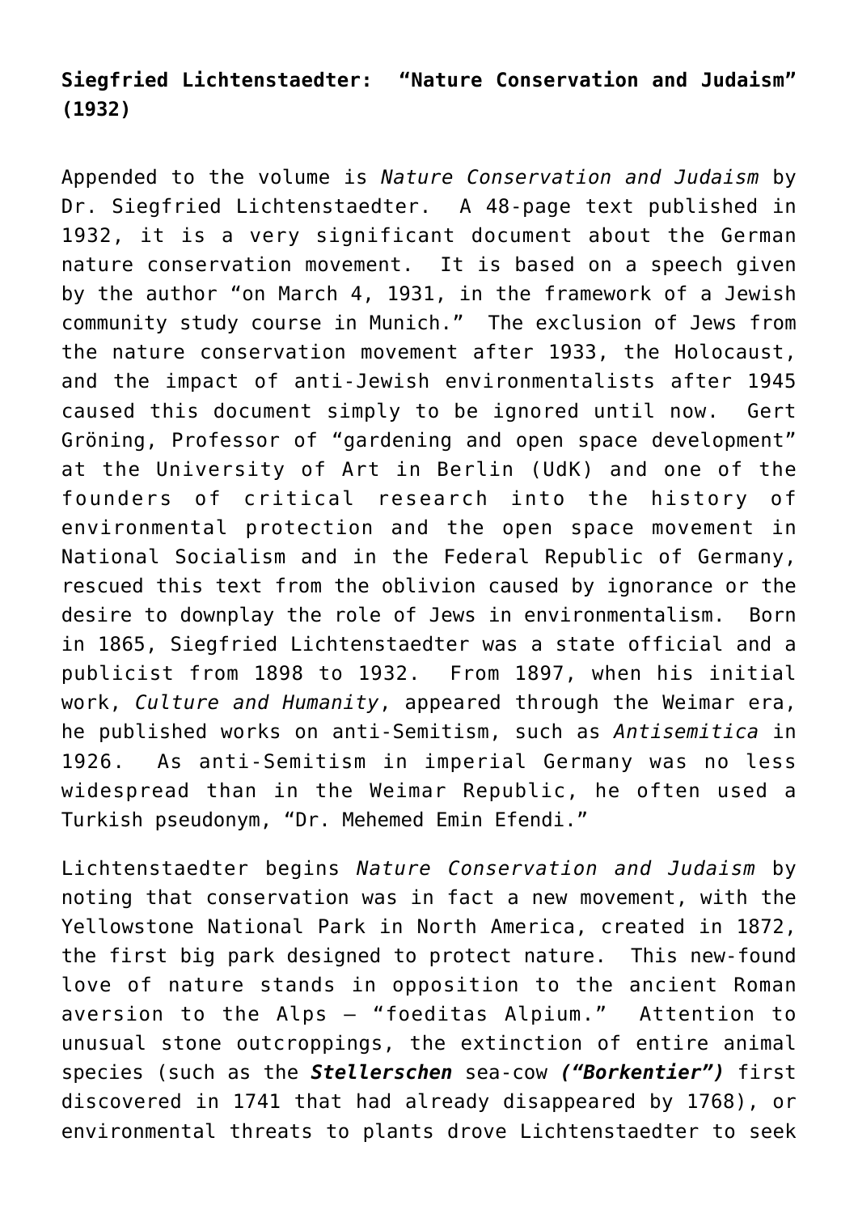**Siegfried Lichtenstaedter: "Nature Conservation and Judaism" (1932)**

Appended to the volume is *Nature Conservation and Judaism* by Dr. Siegfried Lichtenstaedter. A 48-page text published in 1932, it is a very significant document about the German nature conservation movement. It is based on a speech given by the author "on March 4, 1931, in the framework of a Jewish community study course in Munich." The exclusion of Jews from the nature conservation movement after 1933, the Holocaust, and the impact of anti-Jewish environmentalists after 1945 caused this document simply to be ignored until now. Gert Gröning, Professor of "gardening and open space development" at the University of Art in Berlin (UdK) and one of the founders of critical research into the history of environmental protection and the open space movement in National Socialism and in the Federal Republic of Germany, rescued this text from the oblivion caused by ignorance or the desire to downplay the role of Jews in environmentalism. Born in 1865, Siegfried Lichtenstaedter was a state official and a publicist from 1898 to 1932. From 1897, when his initial work, *Culture and Humanity*, appeared through the Weimar era, he published works on anti-Semitism, such as *Antisemitica* in 1926. As anti-Semitism in imperial Germany was no less widespread than in the Weimar Republic, he often used a Turkish pseudonym, "Dr. Mehemed Emin Efendi."

Lichtenstaedter begins *Nature Conservation and Judaism* by noting that conservation was in fact a new movement, with the Yellowstone National Park in North America, created in 1872, the first big park designed to protect nature. This new-found love of nature stands in opposition to the ancient Roman aversion to the Alps – "foeditas Alpium." Attention to unusual stone outcroppings, the extinction of entire animal species (such as the ***Stellerschen*** sea-cow ***("Borkentier")*** first discovered in 1741 that had already disappeared by 1768), or environmental threats to plants drove Lichtenstaedter to seek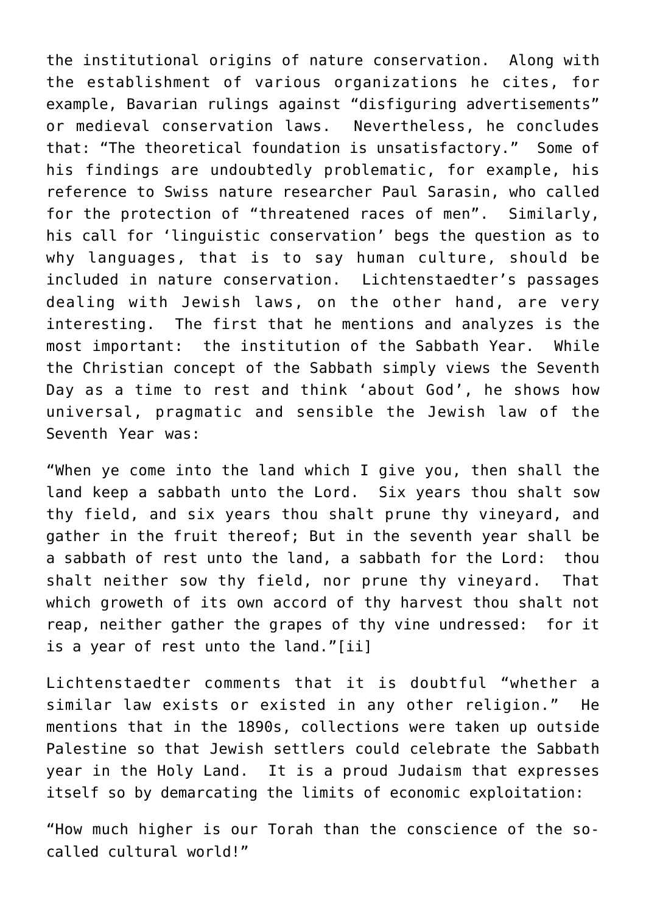the institutional origins of nature conservation. Along with the establishment of various organizations he cites, for example, Bavarian rulings against "disfiguring advertisements" or medieval conservation laws. Nevertheless, he concludes that: "The theoretical foundation is unsatisfactory." Some of his findings are undoubtedly problematic, for example, his reference to Swiss nature researcher Paul Sarasin, who called for the protection of "threatened races of men". Similarly, his call for 'linguistic conservation' begs the question as to why languages, that is to say human culture, should be included in nature conservation. Lichtenstaedter's passages dealing with Jewish laws, on the other hand, are very interesting. The first that he mentions and analyzes is the most important: the institution of the Sabbath Year. While the Christian concept of the Sabbath simply views the Seventh Day as a time to rest and think 'about God', he shows how universal, pragmatic and sensible the Jewish law of the Seventh Year was:

"When ye come into the land which I give you, then shall the land keep a sabbath unto the Lord. Six years thou shalt sow thy field, and six years thou shalt prune thy vineyard, and gather in the fruit thereof; But in the seventh year shall be a sabbath of rest unto the land, a sabbath for the Lord: thou shalt neither sow thy field, nor prune thy vineyard. That which groweth of its own accord of thy harvest thou shalt not reap, neither gather the grapes of thy vine undressed: for it is a year of rest unto the land."[ii]

Lichtenstaedter comments that it is doubtful "whether a similar law exists or existed in any other religion." He mentions that in the 1890s, collections were taken up outside Palestine so that Jewish settlers could celebrate the Sabbath year in the Holy Land. It is a proud Judaism that expresses itself so by demarcating the limits of economic exploitation:

"How much higher is our Torah than the conscience of the so-called cultural world!"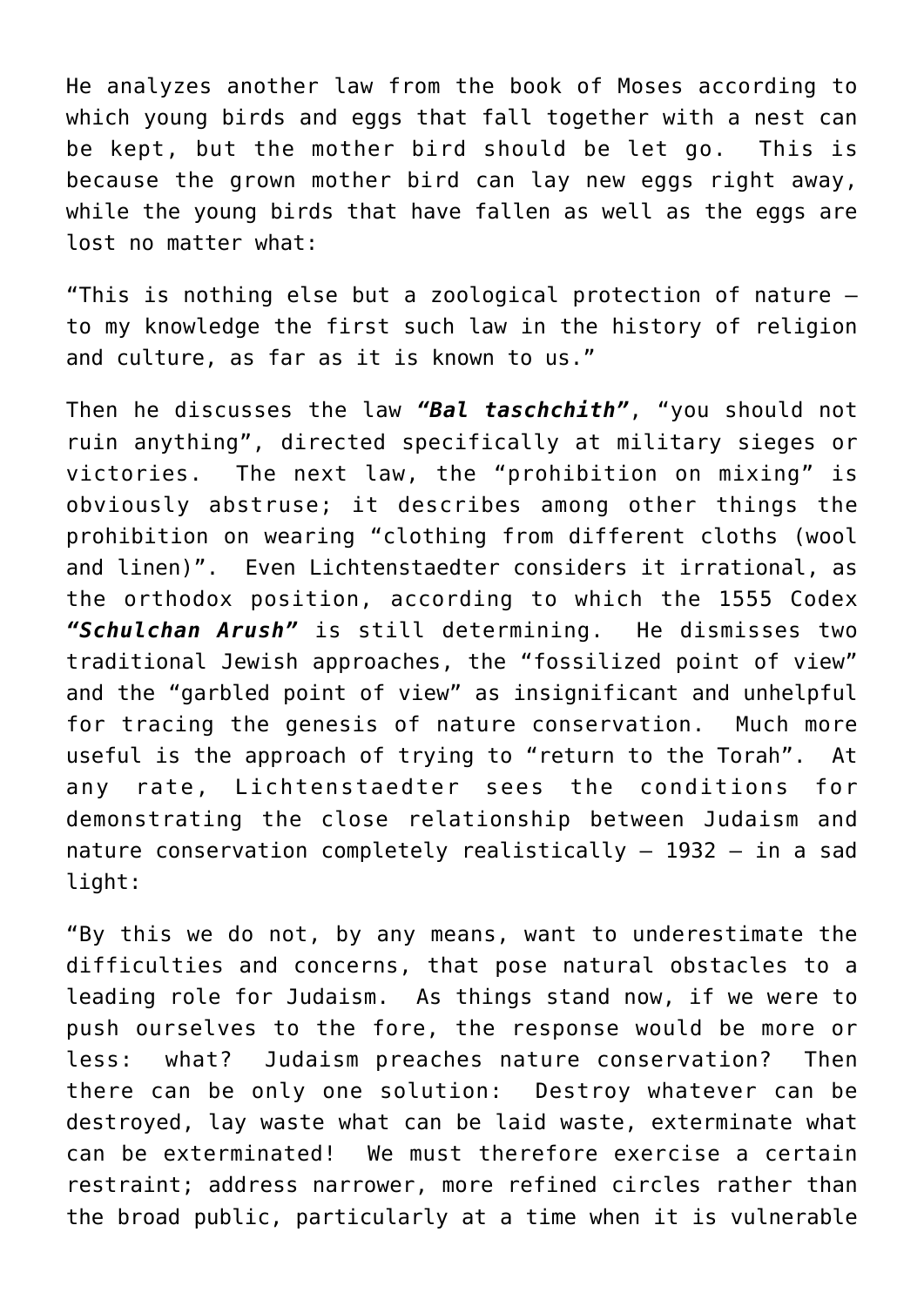He analyzes another law from the book of Moses according to which young birds and eggs that fall together with a nest can be kept, but the mother bird should be let go. This is because the grown mother bird can lay new eggs right away, while the young birds that have fallen as well as the eggs are lost no matter what:

"This is nothing else but a zoological protection of nature – to my knowledge the first such law in the history of religion and culture, as far as it is known to us."

Then he discusses the law ***"Bal taschchith"***, "you should not ruin anything", directed specifically at military sieges or victories. The next law, the "prohibition on mixing" is obviously abstruse; it describes among other things the prohibition on wearing "clothing from different cloths (wool and linen)". Even Lichtenstaedter considers it irrational, as the orthodox position, according to which the 1555 Codex ***"Schulchan Arush"*** is still determining. He dismisses two traditional Jewish approaches, the "fossilized point of view" and the "garbled point of view" as insignificant and unhelpful for tracing the genesis of nature conservation. Much more useful is the approach of trying to "return to the Torah". At any rate, Lichtenstaedter sees the conditions for demonstrating the close relationship between Judaism and nature conservation completely realistically – 1932 – in a sad light:

"By this we do not, by any means, want to underestimate the difficulties and concerns, that pose natural obstacles to a leading role for Judaism. As things stand now, if we were to push ourselves to the fore, the response would be more or less: what? Judaism preaches nature conservation? Then there can be only one solution: Destroy whatever can be destroyed, lay waste what can be laid waste, exterminate what can be exterminated! We must therefore exercise a certain restraint; address narrower, more refined circles rather than the broad public, particularly at a time when it is vulnerable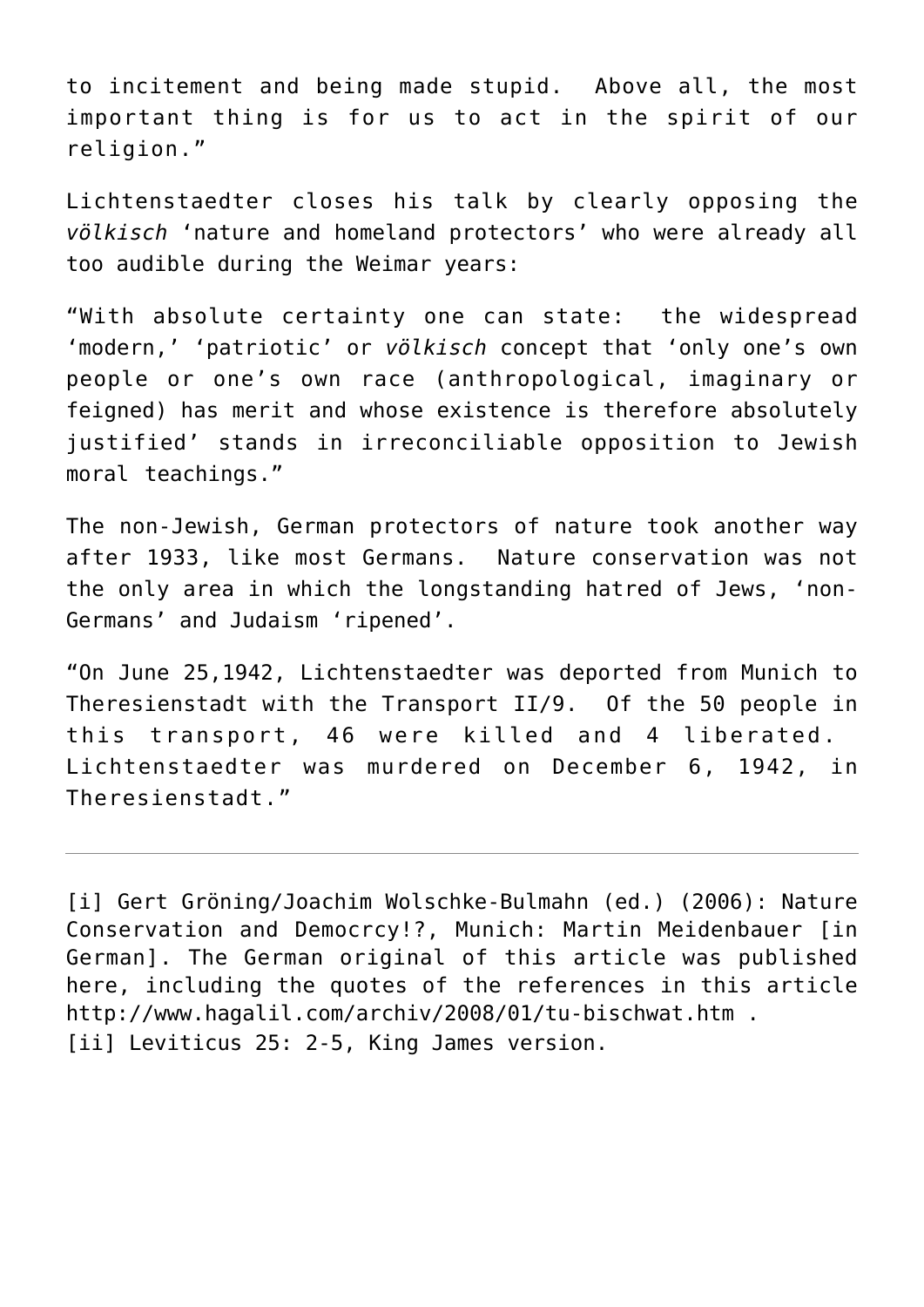to incitement and being made stupid. Above all, the most important thing is for us to act in the spirit of our religion."

Lichtenstaedter closes his talk by clearly opposing the *völkisch* 'nature and homeland protectors' who were already all too audible during the Weimar years:

"With absolute certainty one can state: the widespread 'modern,' 'patriotic' or *völkisch* concept that 'only one's own people or one's own race (anthropological, imaginary or feigned) has merit and whose existence is therefore absolutely justified' stands in irreconciliable opposition to Jewish moral teachings."

The non-Jewish, German protectors of nature took another way after 1933, like most Germans. Nature conservation was not the only area in which the longstanding hatred of Jews, 'non-Germans' and Judaism 'ripened'.

"On June 25,1942, Lichtenstaedter was deported from Munich to Theresienstadt with the Transport II/9. Of the 50 people in this transport, 46 were killed and 4 liberated. Lichtenstaedter was murdered on December 6, 1942, in Theresienstadt."

---

[i] Gert Gröning/Joachim Wolschke-Bulmahn (ed.) (2006): Nature Conservation and Democrcy!?, Munich: Martin Meidenbauer [in German]. The German original of this article was published here, including the quotes of the references in this article http://www.hagalil.com/archiv/2008/01/tu-bischwat.htm .
[ii] Leviticus 25: 2-5, King James version.